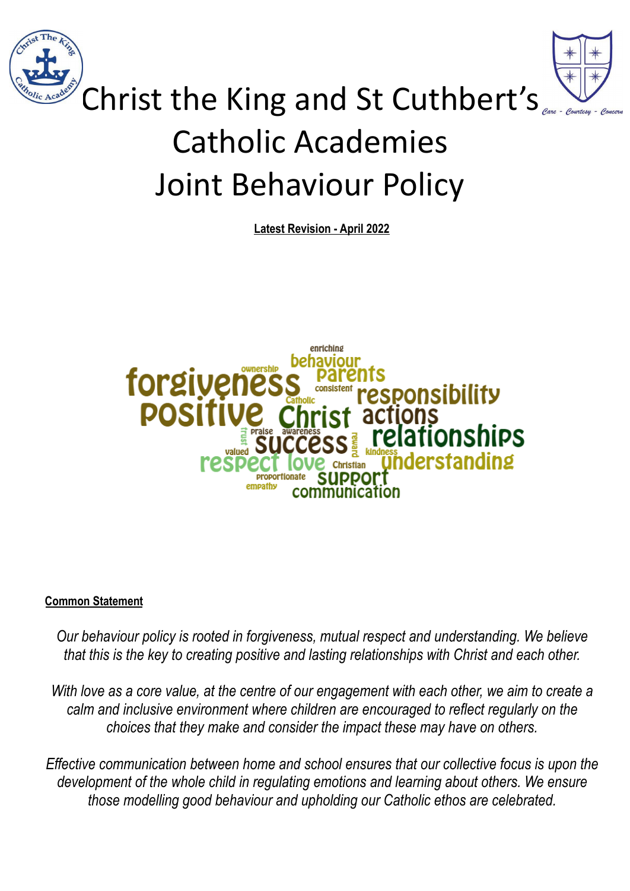# Christ the King and St Cuthbert's Catholic Academies Joint Behaviour Policy

**Latest Revision - April 2022**

**Common Statement**

*Our behaviour policy is rooted in forgiveness, mutual respect and understanding. We believe that this is the key to creating positive and lasting relationships with Christ and each other.*

*With love as a core value, at the centre of our engagement with each other, we aim to create a calm and inclusive environment where children are encouraged to reflect regularly on the choices that they make and consider the impact these may have on others.*

*Effective communication between home and school ensures that our collective focus is upon the development of the whole child in regulating emotions and learning about others. We ensure those modelling good behaviour and upholding our Catholic ethos are celebrated.*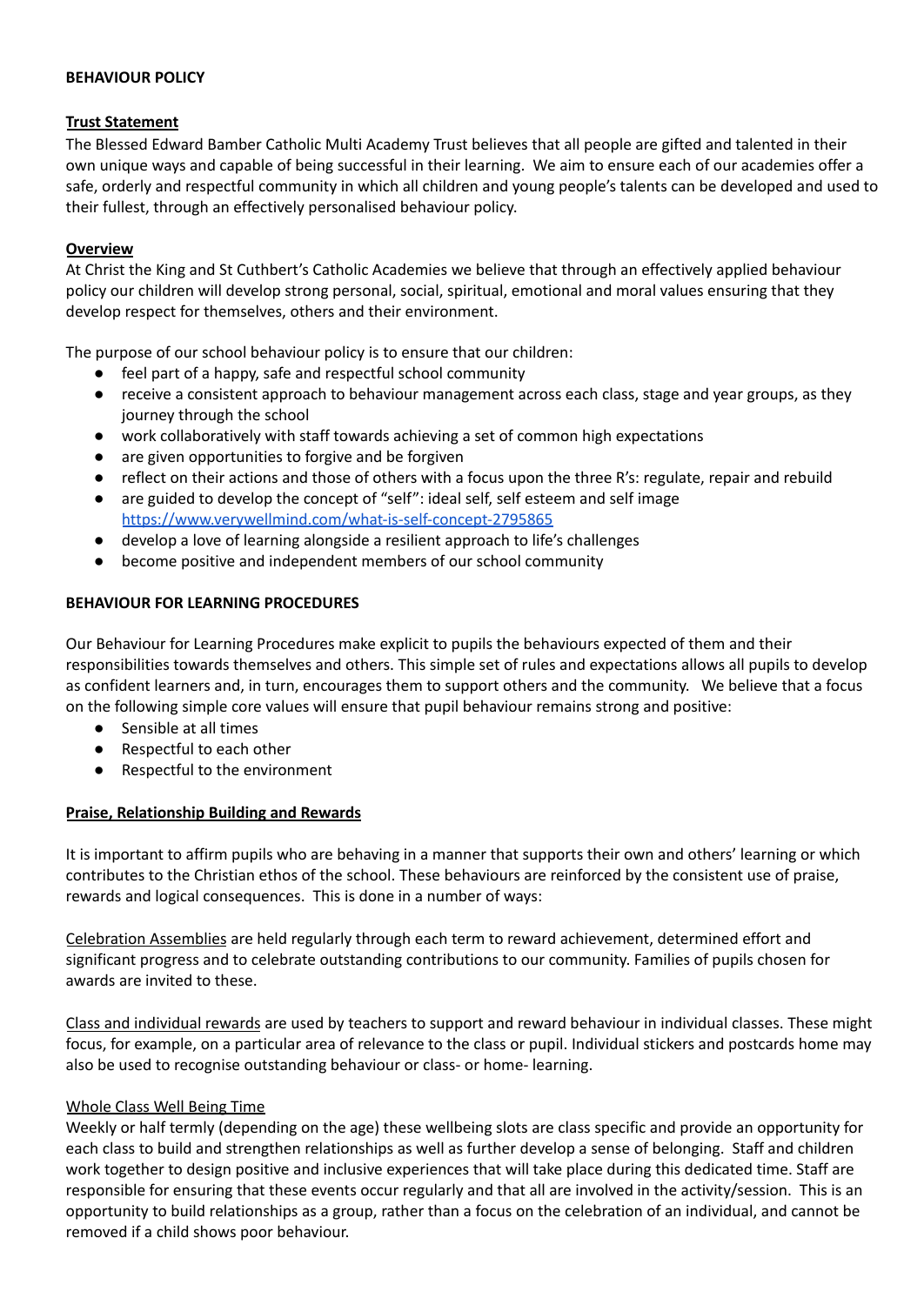## BEHAVIOUR POLICY

### Trust Statement

The Blessed Edward Bamber Catholic Multi Academy Trust believes that all people are gifted and talented in their own unique ways and capable of being successful in their learning. We aim to ensure each of our academies offer a safe, orderly and respectful community in which all children and young people's talents can be developed and used to their fullest, through an effectively personalised behaviour policy.

### Overview

At Christ the King and St Cuthbert's Catholic Academies we believe that through an effectively applied behaviour policy our children will develop strong personal, social, spiritual, emotional and moral values ensuring that they develop respect for themselves, others and their environment.

The purpose of our school behaviour policy is to ensure that our children:

- feel part of a happy, safe and respectful school community
- receive a consistent approach to behaviour management across each class, stage and year groups, as they journey through the school
- work collaboratively with staff towards achieving a set of common high expectations
- are given opportunities to forgive and be forgiven
- reflect on their actions and those of others with a focus upon the three R's: regulate, repair and rebuild
- are guided to develop the concept of "self": ideal self, self esteem and self image https://www.verywellmind.com/what-is-self-concept-2795865
- develop a love of learning alongside a resilient approach to life's challenges
- become positive and independent members of our school community

## BEHAVIOUR FOR LEARNING PROCEDURES

Our Behaviour for Learning Procedures make explicit to pupils the behaviours expected of them and their responsibilities towards themselves and others. This simple set of rules and expectations allows all pupils to develop as confident learners and, in turn, encourages them to support others and the community. We believe that a focus on the following simple core values will ensure that pupil behaviour remains strong and positive:

- Sensible at all times
- Respectful to each other
- Respectful to the environment

### Praise, Relationship Building and Rewards

It is important to affirm pupils who are behaving in a manner that supports their own and others' learning or which contributes to the Christian ethos of the school. These behaviours are reinforced by the consistent use of praise, rewards and logical consequences. This is done in a number of ways:

Celebration Assemblies are held regularly through each term to reward achievement, determined effort and significant progress and to celebrate outstanding contributions to our community. Families of pupils chosen for awards are invited to these.

Class and individual rewards are used by teachers to support and reward behaviour in individual classes. These might focus, for example, on a particular area of relevance to the class or pupil. Individual stickers and postcards home may also be used to recognise outstanding behaviour or class- or home- learning.

Whole Class Well Being Time

Weekly or half termly (depending on the age) these wellbeing slots are class specific and provide an opportunity for each class to build and strengthen relationships as well as further develop a sense of belonging. Staff and children work together to design positive and inclusive experiences that will take place during this dedicated time. Staff are responsible for ensuring that these events occur regularly and that all are involved in the activity/session. This is an opportunity to build relationships as a group, rather than a focus on the celebration of an individual, and cannot be removed if a child shows poor behaviour.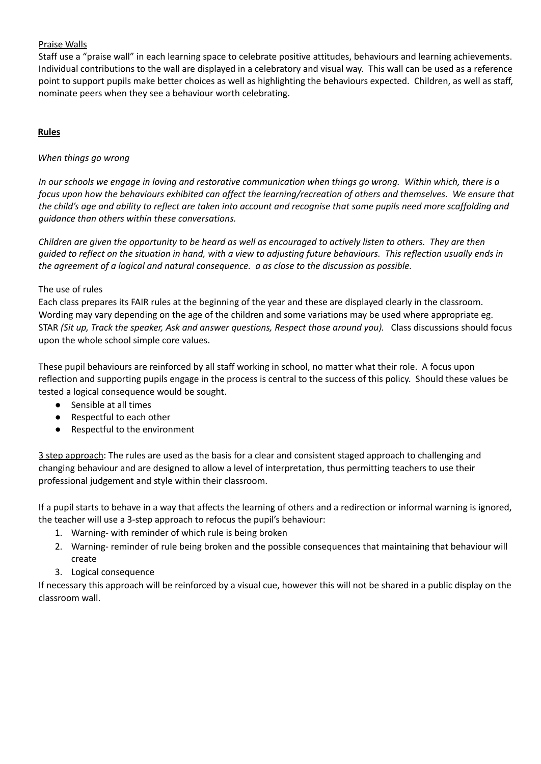Praise Walls

Staff use a "praise wall" in each learning space to celebrate positive attitudes, behaviours and learning achievements. Individual contributions to the wall are displayed in a celebratory and visual way. This wall can be used as a reference point to support pupils make better choices as well as highlighting the behaviours expected. Children, as well as staff, nominate peers when they see a behaviour worth celebrating.

## Rules

*When things go wrong*

*In our schools we engage in loving and restorative communication when things go wrong. Within which, there is a focus upon how the behaviours exhibited can affect the learning/recreation of others and themselves. We ensure that the child's age and ability to reflect are taken into account and recognise that some pupils need more scaffolding and guidance than others within these conversations.*

*Children are given the opportunity to be heard as well as encouraged to actively listen to others. They are then guided to reflect on the situation in hand, with a view to adjusting future behaviours. This reflection usually ends in the agreement of a logical and natural consequence. a as close to the discussion as possible.*

The use of rules

Each class prepares its FAIR rules at the beginning of the year and these are displayed clearly in the classroom. Wording may vary depending on the age of the children and some variations may be used where appropriate eg. STAR *(Sit up, Track the speaker, Ask and answer questions, Respect those around you).* Class discussions should focus upon the whole school simple core values.

These pupil behaviours are reinforced by all staff working in school, no matter what their role. A focus upon reflection and supporting pupils engage in the process is central to the success of this policy. Should these values be tested a logical consequence would be sought.

- Sensible at all times
- Respectful to each other
- Respectful to the environment

3 step approach: The rules are used as the basis for a clear and consistent staged approach to challenging and changing behaviour and are designed to allow a level of interpretation, thus permitting teachers to use their professional judgement and style within their classroom.

If a pupil starts to behave in a way that affects the learning of others and a redirection or informal warning is ignored, the teacher will use a 3-step approach to refocus the pupil's behaviour:

1. Warning- with reminder of which rule is being broken
2. Warning- reminder of rule being broken and the possible consequences that maintaining that behaviour will create
3. Logical consequence

If necessary this approach will be reinforced by a visual cue, however this will not be shared in a public display on the classroom wall.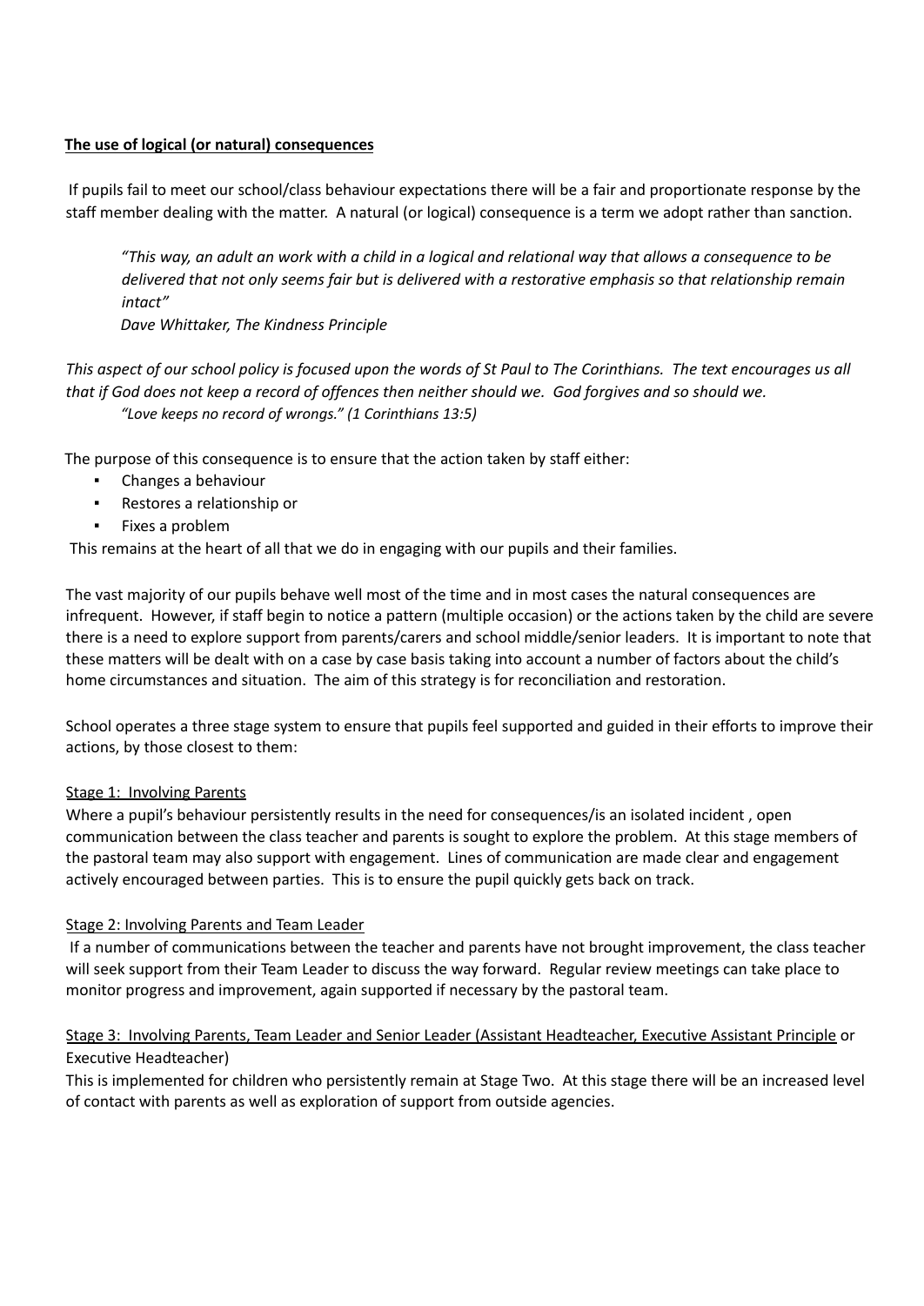**The use of logical (or natural) consequences**

If pupils fail to meet our school/class behaviour expectations there will be a fair and proportionate response by the staff member dealing with the matter. A natural (or logical) consequence is a term we adopt rather than sanction.

> *"This way, an adult an work with a child in a logical and relational way that allows a consequence to be delivered that not only seems fair but is delivered with a restorative emphasis so that relationship remain intact"*
> *Dave Whittaker, The Kindness Principle*

*This aspect of our school policy is focused upon the words of St Paul to The Corinthians. The text encourages us all that if God does not keep a record of offences then neither should we. God forgives and so should we.*

> *"Love keeps no record of wrongs." (1 Corinthians 13:5)*

The purpose of this consequence is to ensure that the action taken by staff either:

- Changes a behaviour
- Restores a relationship or
- Fixes a problem

This remains at the heart of all that we do in engaging with our pupils and their families.

The vast majority of our pupils behave well most of the time and in most cases the natural consequences are infrequent. However, if staff begin to notice a pattern (multiple occasion) or the actions taken by the child are severe there is a need to explore support from parents/carers and school middle/senior leaders. It is important to note that these matters will be dealt with on a case by case basis taking into account a number of factors about the child's home circumstances and situation. The aim of this strategy is for reconciliation and restoration.

School operates a three stage system to ensure that pupils feel supported and guided in their efforts to improve their actions, by those closest to them:

Stage 1: Involving Parents

Where a pupil's behaviour persistently results in the need for consequences/is an isolated incident , open communication between the class teacher and parents is sought to explore the problem. At this stage members of the pastoral team may also support with engagement. Lines of communication are made clear and engagement actively encouraged between parties. This is to ensure the pupil quickly gets back on track.

Stage 2: Involving Parents and Team Leader

If a number of communications between the teacher and parents have not brought improvement, the class teacher will seek support from their Team Leader to discuss the way forward. Regular review meetings can take place to monitor progress and improvement, again supported if necessary by the pastoral team.

Stage 3: Involving Parents, Team Leader and Senior Leader (Assistant Headteacher, Executive Assistant Principle or Executive Headteacher)

This is implemented for children who persistently remain at Stage Two. At this stage there will be an increased level of contact with parents as well as exploration of support from outside agencies.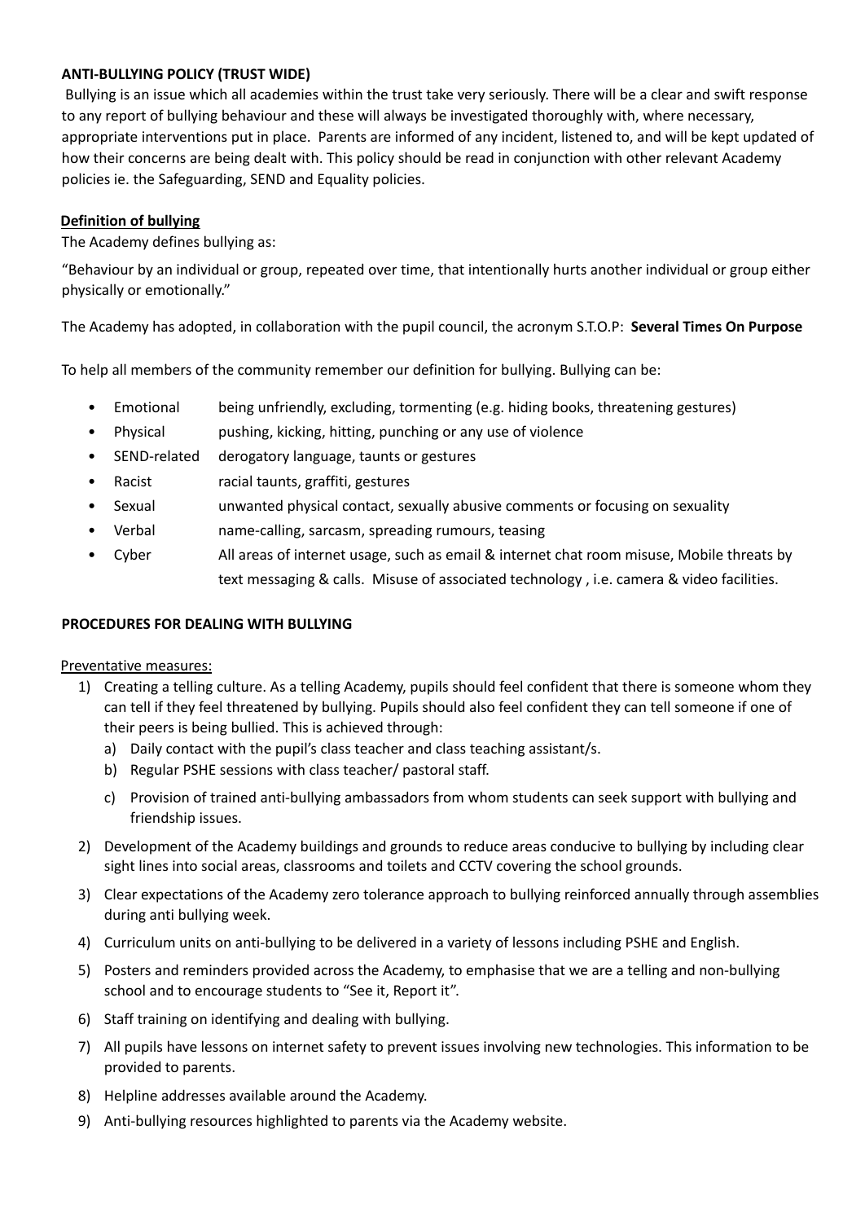**ANTI-BULLYING POLICY (TRUST WIDE)**

Bullying is an issue which all academies within the trust take very seriously. There will be a clear and swift response to any report of bullying behaviour and these will always be investigated thoroughly with, where necessary, appropriate interventions put in place. Parents are informed of any incident, listened to, and will be kept updated of how their concerns are being dealt with. This policy should be read in conjunction with other relevant Academy policies ie. the Safeguarding, SEND and Equality policies.

**Definition of bullying**

The Academy defines bullying as:

"Behaviour by an individual or group, repeated over time, that intentionally hurts another individual or group either physically or emotionally."

The Academy has adopted, in collaboration with the pupil council, the acronym S.T.O.P: **Several Times On Purpose**

To help all members of the community remember our definition for bullying. Bullying can be:

- Emotional — being unfriendly, excluding, tormenting (e.g. hiding books, threatening gestures)
- Physical — pushing, kicking, hitting, punching or any use of violence
- SEND-related — derogatory language, taunts or gestures
- Racist — racial taunts, graffiti, gestures
- Sexual — unwanted physical contact, sexually abusive comments or focusing on sexuality
- Verbal — name-calling, sarcasm, spreading rumours, teasing
- Cyber — All areas of internet usage, such as email & internet chat room misuse, Mobile threats by text messaging & calls. Misuse of associated technology , i.e. camera & video facilities.

**PROCEDURES FOR DEALING WITH BULLYING**

Preventative measures:

1) Creating a telling culture. As a telling Academy, pupils should feel confident that there is someone whom they can tell if they feel threatened by bullying. Pupils should also feel confident they can tell someone if one of their peers is being bullied. This is achieved through:
   a) Daily contact with the pupil's class teacher and class teaching assistant/s.
   b) Regular PSHE sessions with class teacher/ pastoral staff.
   c) Provision of trained anti-bullying ambassadors from whom students can seek support with bullying and friendship issues.
2) Development of the Academy buildings and grounds to reduce areas conducive to bullying by including clear sight lines into social areas, classrooms and toilets and CCTV covering the school grounds.
3) Clear expectations of the Academy zero tolerance approach to bullying reinforced annually through assemblies during anti bullying week.
4) Curriculum units on anti-bullying to be delivered in a variety of lessons including PSHE and English.
5) Posters and reminders provided across the Academy, to emphasise that we are a telling and non-bullying school and to encourage students to "See it, Report it".
6) Staff training on identifying and dealing with bullying.
7) All pupils have lessons on internet safety to prevent issues involving new technologies. This information to be provided to parents.
8) Helpline addresses available around the Academy.
9) Anti-bullying resources highlighted to parents via the Academy website.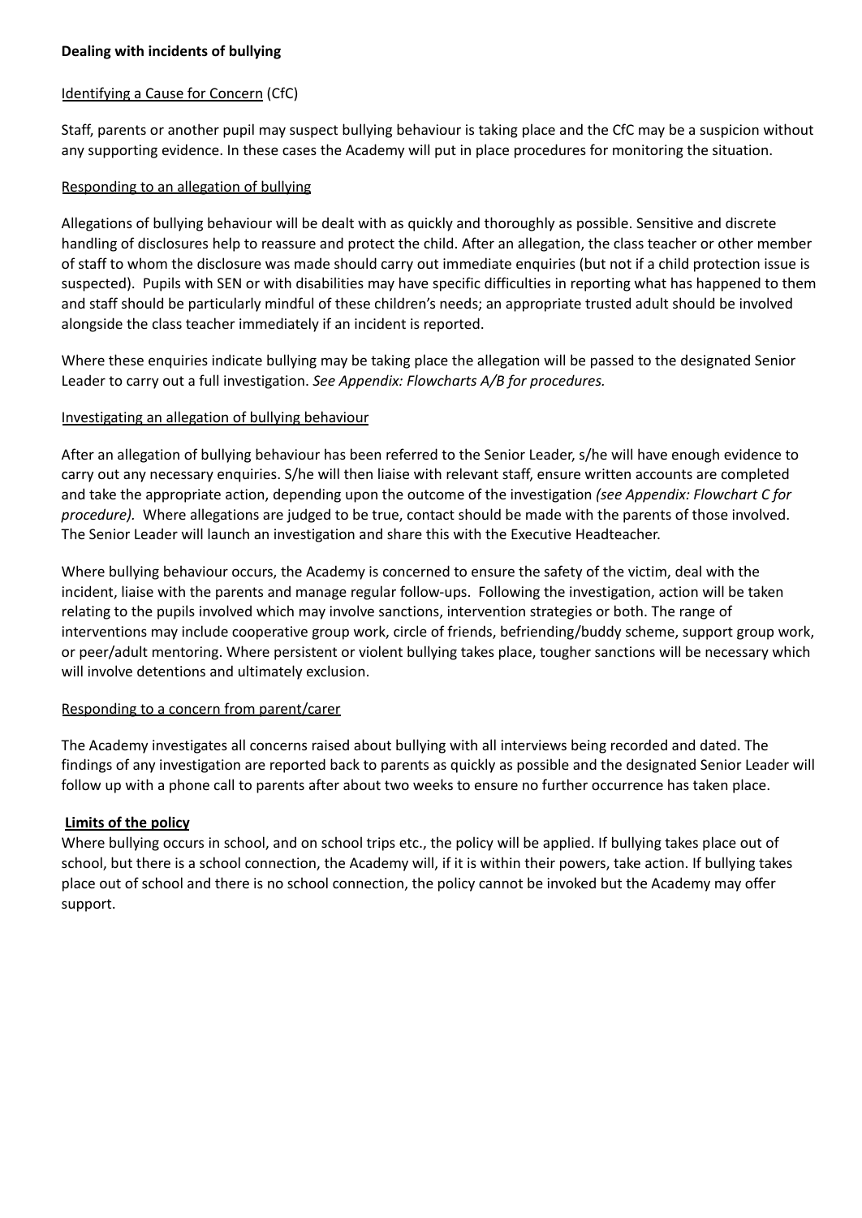**Dealing with incidents of bullying**

Identifying a Cause for Concern (CfC)

Staff, parents or another pupil may suspect bullying behaviour is taking place and the CfC may be a suspicion without any supporting evidence. In these cases the Academy will put in place procedures for monitoring the situation.

Responding to an allegation of bullying

Allegations of bullying behaviour will be dealt with as quickly and thoroughly as possible. Sensitive and discrete handling of disclosures help to reassure and protect the child. After an allegation, the class teacher or other member of staff to whom the disclosure was made should carry out immediate enquiries (but not if a child protection issue is suspected). Pupils with SEN or with disabilities may have specific difficulties in reporting what has happened to them and staff should be particularly mindful of these children's needs; an appropriate trusted adult should be involved alongside the class teacher immediately if an incident is reported.

Where these enquiries indicate bullying may be taking place the allegation will be passed to the designated Senior Leader to carry out a full investigation. *See Appendix: Flowcharts A/B for procedures.*

Investigating an allegation of bullying behaviour

After an allegation of bullying behaviour has been referred to the Senior Leader, s/he will have enough evidence to carry out any necessary enquiries. S/he will then liaise with relevant staff, ensure written accounts are completed and take the appropriate action, depending upon the outcome of the investigation *(see Appendix: Flowchart C for procedure).* Where allegations are judged to be true, contact should be made with the parents of those involved. The Senior Leader will launch an investigation and share this with the Executive Headteacher.

Where bullying behaviour occurs, the Academy is concerned to ensure the safety of the victim, deal with the incident, liaise with the parents and manage regular follow-ups. Following the investigation, action will be taken relating to the pupils involved which may involve sanctions, intervention strategies or both. The range of interventions may include cooperative group work, circle of friends, befriending/buddy scheme, support group work, or peer/adult mentoring. Where persistent or violent bullying takes place, tougher sanctions will be necessary which will involve detentions and ultimately exclusion.

Responding to a concern from parent/carer

The Academy investigates all concerns raised about bullying with all interviews being recorded and dated. The findings of any investigation are reported back to parents as quickly as possible and the designated Senior Leader will follow up with a phone call to parents after about two weeks to ensure no further occurrence has taken place.

**Limits of the policy**

Where bullying occurs in school, and on school trips etc., the policy will be applied. If bullying takes place out of school, but there is a school connection, the Academy will, if it is within their powers, take action. If bullying takes place out of school and there is no school connection, the policy cannot be invoked but the Academy may offer support.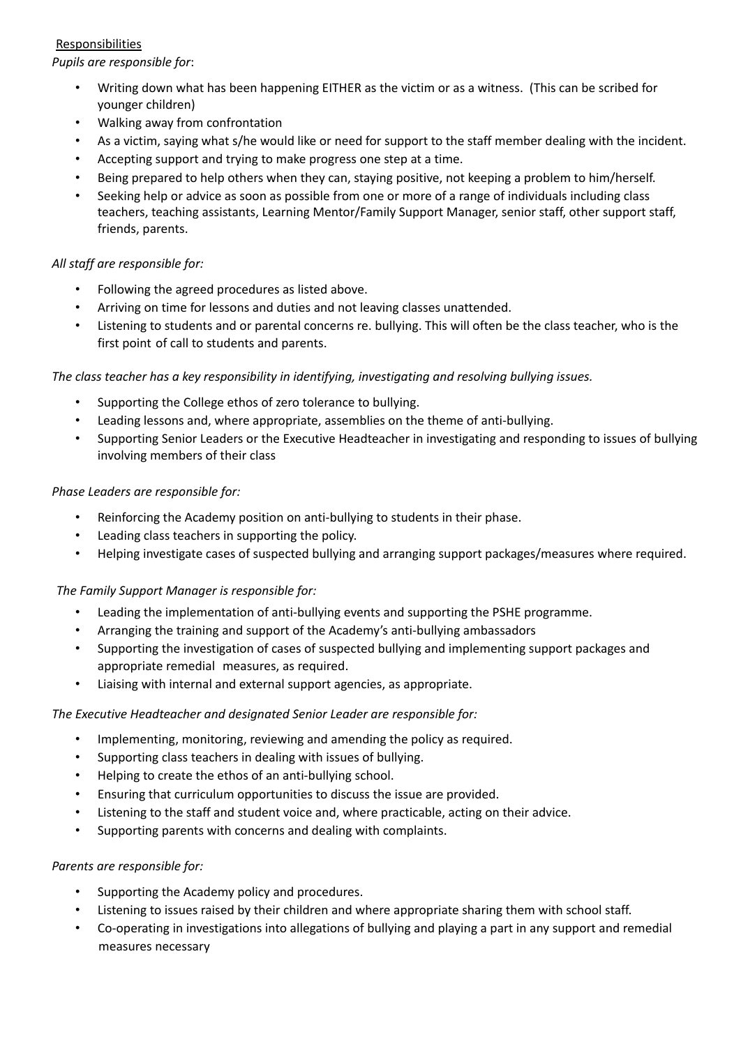Responsibilities

*Pupils are responsible for*:

- Writing down what has been happening EITHER as the victim or as a witness. (This can be scribed for younger children)
- Walking away from confrontation
- As a victim, saying what s/he would like or need for support to the staff member dealing with the incident.
- Accepting support and trying to make progress one step at a time.
- Being prepared to help others when they can, staying positive, not keeping a problem to him/herself.
- Seeking help or advice as soon as possible from one or more of a range of individuals including class teachers, teaching assistants, Learning Mentor/Family Support Manager, senior staff, other support staff, friends, parents.

*All staff are responsible for:*

- Following the agreed procedures as listed above.
- Arriving on time for lessons and duties and not leaving classes unattended.
- Listening to students and or parental concerns re. bullying. This will often be the class teacher, who is the first point of call to students and parents.

*The class teacher has a key responsibility in identifying, investigating and resolving bullying issues.*

- Supporting the College ethos of zero tolerance to bullying.
- Leading lessons and, where appropriate, assemblies on the theme of anti-bullying.
- Supporting Senior Leaders or the Executive Headteacher in investigating and responding to issues of bullying involving members of their class

*Phase Leaders are responsible for:*

- Reinforcing the Academy position on anti-bullying to students in their phase.
- Leading class teachers in supporting the policy.
- Helping investigate cases of suspected bullying and arranging support packages/measures where required.

*The Family Support Manager is responsible for:*

- Leading the implementation of anti-bullying events and supporting the PSHE programme.
- Arranging the training and support of the Academy's anti-bullying ambassadors
- Supporting the investigation of cases of suspected bullying and implementing support packages and appropriate remedial measures, as required.
- Liaising with internal and external support agencies, as appropriate.

*The Executive Headteacher and designated Senior Leader are responsible for:*

- Implementing, monitoring, reviewing and amending the policy as required.
- Supporting class teachers in dealing with issues of bullying.
- Helping to create the ethos of an anti-bullying school.
- Ensuring that curriculum opportunities to discuss the issue are provided.
- Listening to the staff and student voice and, where practicable, acting on their advice.
- Supporting parents with concerns and dealing with complaints.

*Parents are responsible for:*

- Supporting the Academy policy and procedures.
- Listening to issues raised by their children and where appropriate sharing them with school staff.
- Co-operating in investigations into allegations of bullying and playing a part in any support and remedial measures necessary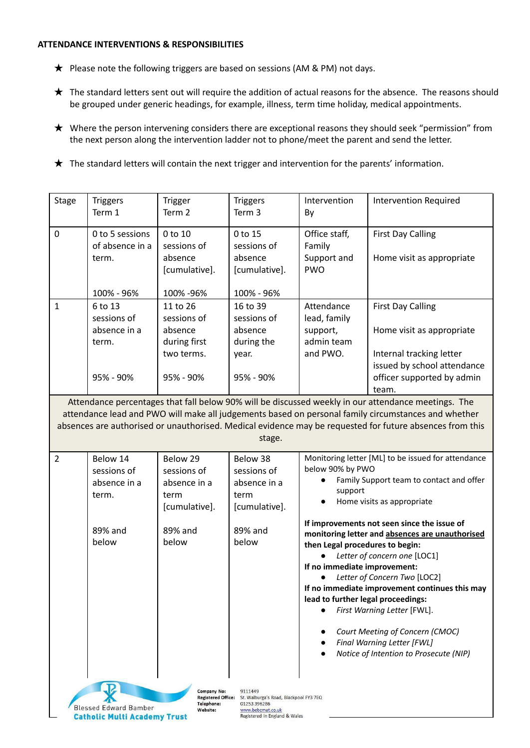**ATTENDANCE INTERVENTIONS & RESPONSIBILITIES**

★ Please note the following triggers are based on sessions (AM & PM) not days.

★ The standard letters sent out will require the addition of actual reasons for the absence. The reasons should be grouped under generic headings, for example, illness, term time holiday, medical appointments.

★ Where the person intervening considers there are exceptional reasons they should seek "permission" from the next person along the intervention ladder not to phone/meet the parent and send the letter.

★ The standard letters will contain the next trigger and intervention for the parents' information.

| Stage | Triggers Term 1 | Trigger Term 2 | Triggers Term 3 | Intervention By | Intervention Required |
|---|---|---|---|---|---|
| 0 | 0 to 5 sessions of absence in a term.<br><br>100% - 96% | 0 to 10 sessions of absence [cumulative].<br><br>100% -96% | 0 to 15 sessions of absence [cumulative].<br><br>100% - 96% | Office staff, Family Support and PWO | First Day Calling<br><br>Home visit as appropriate |
| 1 | 6 to 13 sessions of absence in a term.<br><br>95% - 90% | 11 to 26 sessions of absence during first two terms.<br><br>95% - 90% | 16 to 39 sessions of absence during the year.<br><br>95% - 90% | Attendance lead, family support, admin team and PWO. | First Day Calling<br><br>Home visit as appropriate<br><br>Internal tracking letter issued by school attendance officer supported by admin team. |
| Attendance percentages that fall below 90% will be discussed weekly in our attendance meetings. The attendance lead and PWO will make all judgements based on personal family circumstances and whether absences are authorised or unauthorised. Medical evidence may be requested for future absences from this stage. | | | | | |
| 2 | Below 14 sessions of absence in a term.<br><br>89% and below | Below 29 sessions of absence in a term [cumulative].<br><br>89% and below | Below 38 sessions of absence in a term [cumulative].<br><br>89% and below | Monitoring letter [ML] to be issued for attendance below 90% by PWO<br>• Family Support team to contact and offer support<br>• Home visits as appropriate<br><br>**If improvements not seen since the issue of monitoring letter and <u>absences are unauthorised</u> then Legal procedures to begin:**<br>• *Letter of concern one* [LOC1]<br>**If no immediate improvement:**<br>• *Letter of Concern Two* [LOC2]<br>**If no immediate improvement continues this may lead to further legal proceedings:**<br>• *First Warning Letter* [FWL].<br><br>• *Court Meeting of Concern (CMOC)*<br>• *Final Warning Letter [FWL]*<br>• *Notice of Intention to Prosecute (NIP)* | |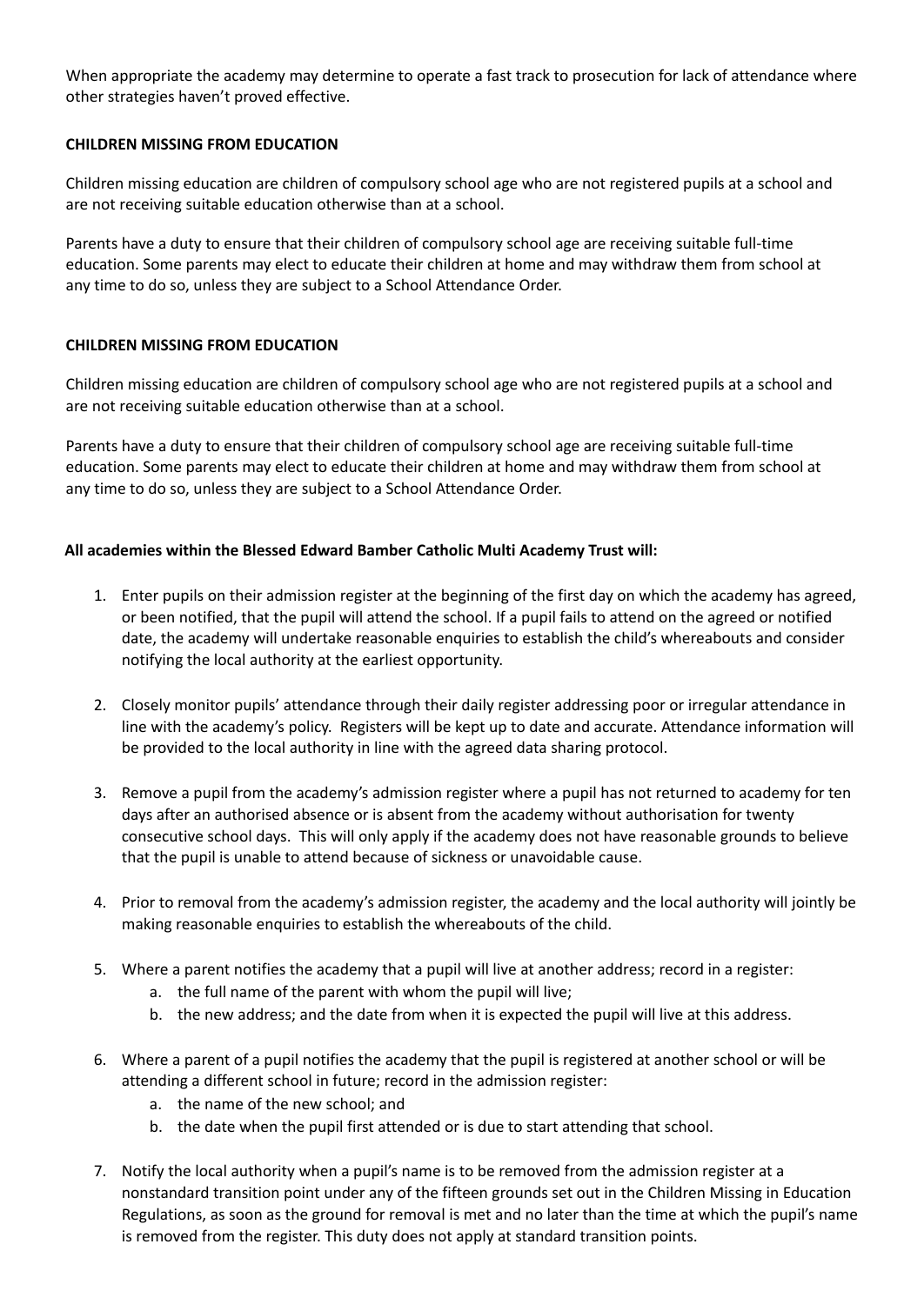When appropriate the academy may determine to operate a fast track to prosecution for lack of attendance where other strategies haven't proved effective.

**CHILDREN MISSING FROM EDUCATION**

Children missing education are children of compulsory school age who are not registered pupils at a school and are not receiving suitable education otherwise than at a school.

Parents have a duty to ensure that their children of compulsory school age are receiving suitable full-time education. Some parents may elect to educate their children at home and may withdraw them from school at any time to do so, unless they are subject to a School Attendance Order.

**CHILDREN MISSING FROM EDUCATION**

Children missing education are children of compulsory school age who are not registered pupils at a school and are not receiving suitable education otherwise than at a school.

Parents have a duty to ensure that their children of compulsory school age are receiving suitable full-time education. Some parents may elect to educate their children at home and may withdraw them from school at any time to do so, unless they are subject to a School Attendance Order.

**All academies within the Blessed Edward Bamber Catholic Multi Academy Trust will:**

1. Enter pupils on their admission register at the beginning of the first day on which the academy has agreed, or been notified, that the pupil will attend the school. If a pupil fails to attend on the agreed or notified date, the academy will undertake reasonable enquiries to establish the child's whereabouts and consider notifying the local authority at the earliest opportunity.

2. Closely monitor pupils' attendance through their daily register addressing poor or irregular attendance in line with the academy's policy. Registers will be kept up to date and accurate. Attendance information will be provided to the local authority in line with the agreed data sharing protocol.

3. Remove a pupil from the academy's admission register where a pupil has not returned to academy for ten days after an authorised absence or is absent from the academy without authorisation for twenty consecutive school days. This will only apply if the academy does not have reasonable grounds to believe that the pupil is unable to attend because of sickness or unavoidable cause.

4. Prior to removal from the academy's admission register, the academy and the local authority will jointly be making reasonable enquiries to establish the whereabouts of the child.

5. Where a parent notifies the academy that a pupil will live at another address; record in a register:
   a. the full name of the parent with whom the pupil will live;
   b. the new address; and the date from when it is expected the pupil will live at this address.

6. Where a parent of a pupil notifies the academy that the pupil is registered at another school or will be attending a different school in future; record in the admission register:
   a. the name of the new school; and
   b. the date when the pupil first attended or is due to start attending that school.

7. Notify the local authority when a pupil's name is to be removed from the admission register at a nonstandard transition point under any of the fifteen grounds set out in the Children Missing in Education Regulations, as soon as the ground for removal is met and no later than the time at which the pupil's name is removed from the register. This duty does not apply at standard transition points.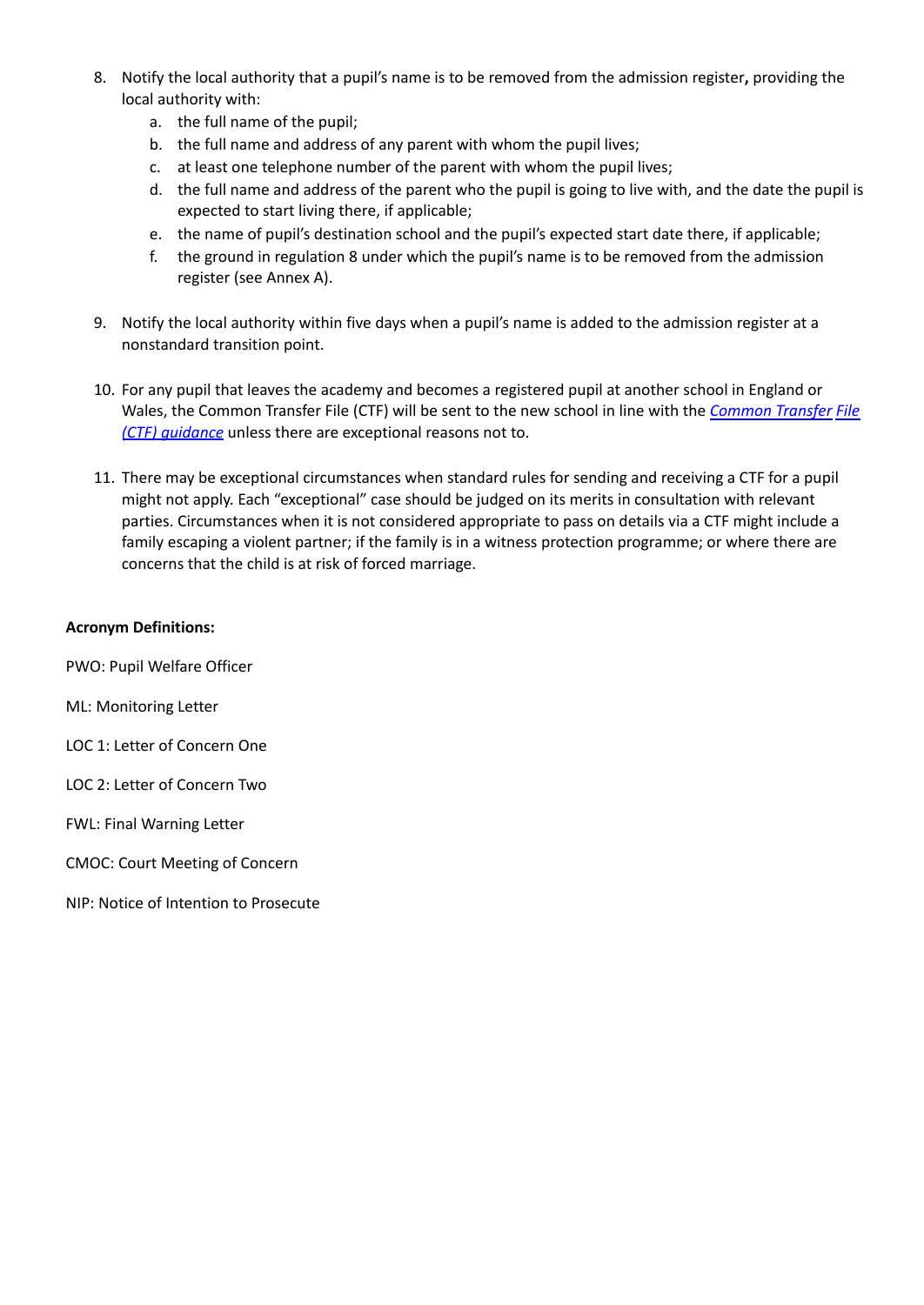8. Notify the local authority that a pupil's name is to be removed from the admission register**,** providing the local authority with:
   a. the full name of the pupil;
   b. the full name and address of any parent with whom the pupil lives;
   c. at least one telephone number of the parent with whom the pupil lives;
   d. the full name and address of the parent who the pupil is going to live with, and the date the pupil is expected to start living there, if applicable;
   e. the name of pupil's destination school and the pupil's expected start date there, if applicable;
   f. the ground in regulation 8 under which the pupil's name is to be removed from the admission register (see Annex A).

9. Notify the local authority within five days when a pupil's name is added to the admission register at a nonstandard transition point.

10. For any pupil that leaves the academy and becomes a registered pupil at another school in England or Wales, the Common Transfer File (CTF) will be sent to the new school in line with the *Common Transfer File (CTF) guidance* unless there are exceptional reasons not to.

11. There may be exceptional circumstances when standard rules for sending and receiving a CTF for a pupil might not apply. Each "exceptional" case should be judged on its merits in consultation with relevant parties. Circumstances when it is not considered appropriate to pass on details via a CTF might include a family escaping a violent partner; if the family is in a witness protection programme; or where there are concerns that the child is at risk of forced marriage.

**Acronym Definitions:**

PWO: Pupil Welfare Officer

ML: Monitoring Letter

LOC 1: Letter of Concern One

LOC 2: Letter of Concern Two

FWL: Final Warning Letter

CMOC: Court Meeting of Concern

NIP: Notice of Intention to Prosecute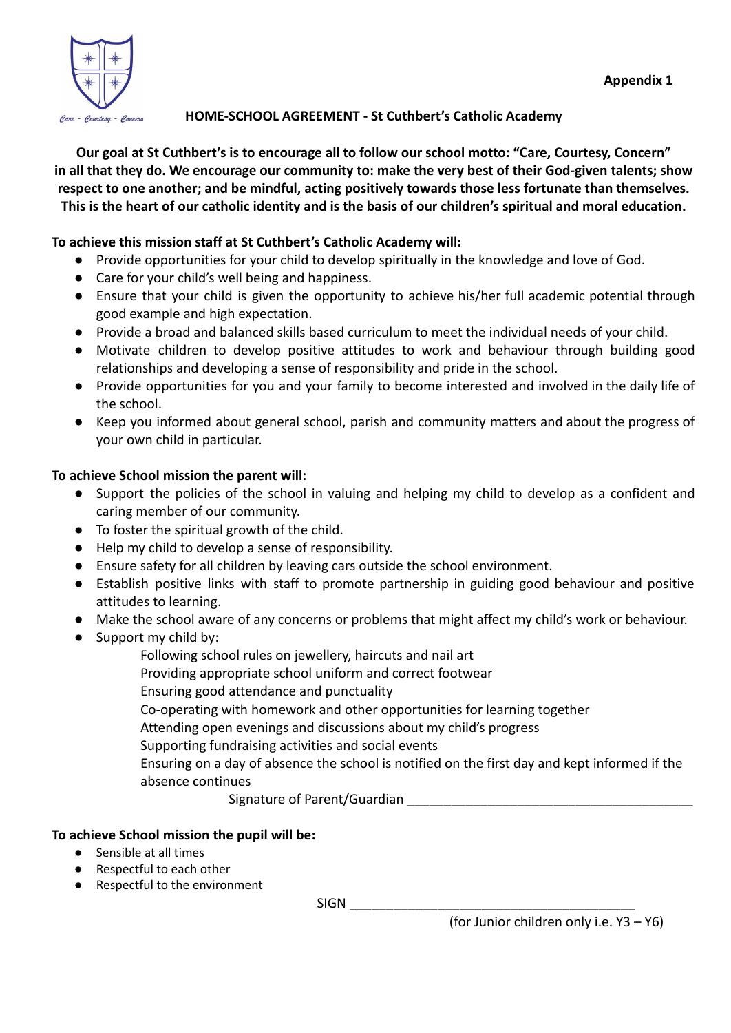Care - Courtesy - Concern

**Appendix 1**

## HOME-SCHOOL AGREEMENT - St Cuthbert's Catholic Academy

**Our goal at St Cuthbert's is to encourage all to follow our school motto: "Care, Courtesy, Concern" in all that they do. We encourage our community to: make the very best of their God-given talents; show respect to one another; and be mindful, acting positively towards those less fortunate than themselves. This is the heart of our catholic identity and is the basis of our children's spiritual and moral education.**

**To achieve this mission staff at St Cuthbert's Catholic Academy will:**

- Provide opportunities for your child to develop spiritually in the knowledge and love of God.
- Care for your child's well being and happiness.
- Ensure that your child is given the opportunity to achieve his/her full academic potential through good example and high expectation.
- Provide a broad and balanced skills based curriculum to meet the individual needs of your child.
- Motivate children to develop positive attitudes to work and behaviour through building good relationships and developing a sense of responsibility and pride in the school.
- Provide opportunities for you and your family to become interested and involved in the daily life of the school.
- Keep you informed about general school, parish and community matters and about the progress of your own child in particular.

**To achieve School mission the parent will:**

- Support the policies of the school in valuing and helping my child to develop as a confident and caring member of our community.
- To foster the spiritual growth of the child.
- Help my child to develop a sense of responsibility.
- Ensure safety for all children by leaving cars outside the school environment.
- Establish positive links with staff to promote partnership in guiding good behaviour and positive attitudes to learning.
- Make the school aware of any concerns or problems that might affect my child's work or behaviour.
- Support my child by:

  Following school rules on jewellery, haircuts and nail art
  Providing appropriate school uniform and correct footwear
  Ensuring good attendance and punctuality
  Co-operating with homework and other opportunities for learning together
  Attending open evenings and discussions about my child's progress
  Supporting fundraising activities and social events
  Ensuring on a day of absence the school is notified on the first day and kept informed if the absence continues

Signature of Parent/Guardian ________________________________________

**To achieve School mission the pupil will be:**

- Sensible at all times
- Respectful to each other
- Respectful to the environment

SIGN ________________________________________

(for Junior children only i.e. Y3 – Y6)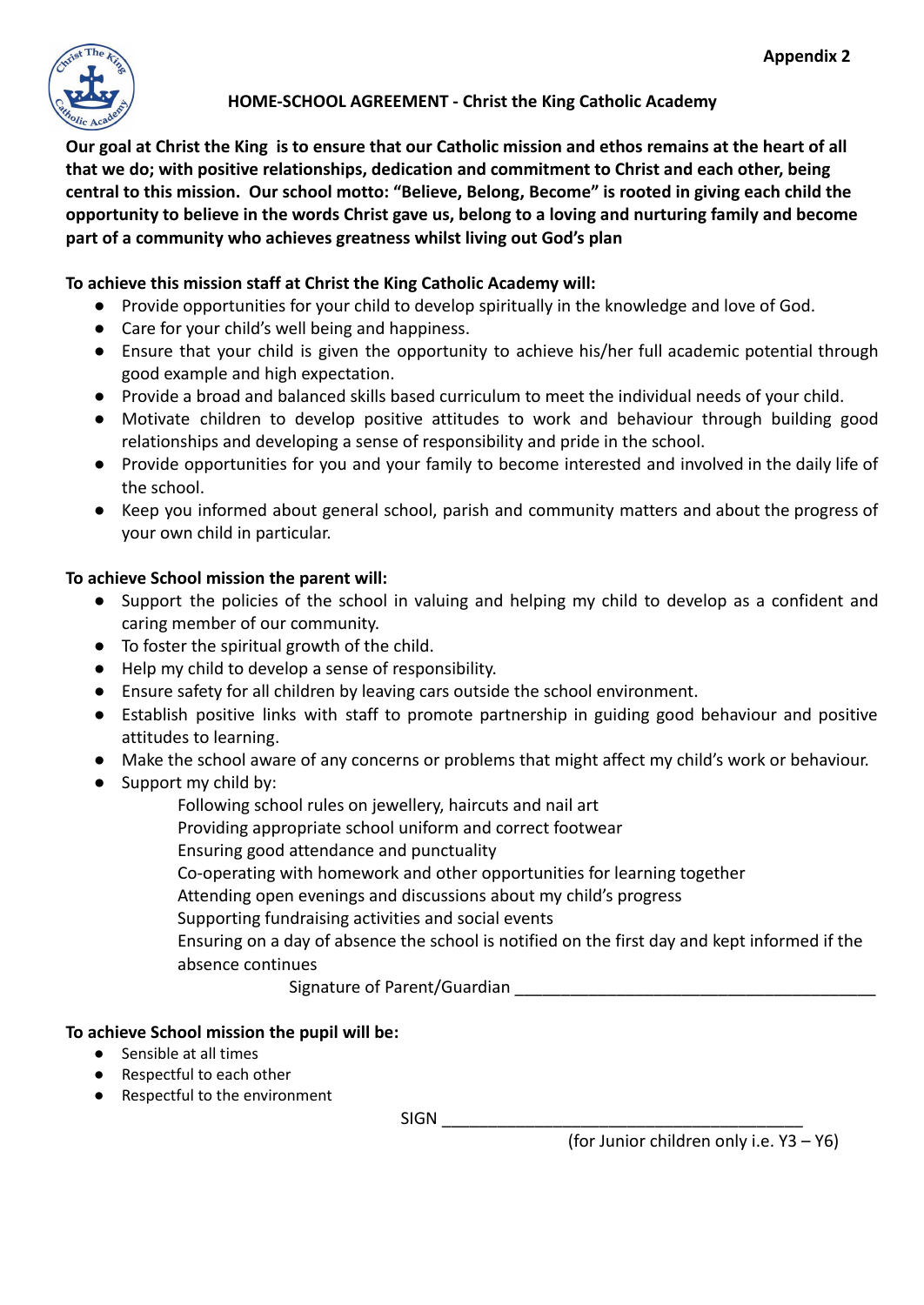**Appendix 2**

## HOME-SCHOOL AGREEMENT - Christ the King Catholic Academy

**Our goal at Christ the King is to ensure that our Catholic mission and ethos remains at the heart of all that we do; with positive relationships, dedication and commitment to Christ and each other, being central to this mission. Our school motto: "Believe, Belong, Become" is rooted in giving each child the opportunity to believe in the words Christ gave us, belong to a loving and nurturing family and become part of a community who achieves greatness whilst living out God's plan**

**To achieve this mission staff at Christ the King Catholic Academy will:**

- Provide opportunities for your child to develop spiritually in the knowledge and love of God.
- Care for your child's well being and happiness.
- Ensure that your child is given the opportunity to achieve his/her full academic potential through good example and high expectation.
- Provide a broad and balanced skills based curriculum to meet the individual needs of your child.
- Motivate children to develop positive attitudes to work and behaviour through building good relationships and developing a sense of responsibility and pride in the school.
- Provide opportunities for you and your family to become interested and involved in the daily life of the school.
- Keep you informed about general school, parish and community matters and about the progress of your own child in particular.

**To achieve School mission the parent will:**

- Support the policies of the school in valuing and helping my child to develop as a confident and caring member of our community.
- To foster the spiritual growth of the child.
- Help my child to develop a sense of responsibility.
- Ensure safety for all children by leaving cars outside the school environment.
- Establish positive links with staff to promote partnership in guiding good behaviour and positive attitudes to learning.
- Make the school aware of any concerns or problems that might affect my child's work or behaviour.
- Support my child by:
  - Following school rules on jewellery, haircuts and nail art
  - Providing appropriate school uniform and correct footwear
  - Ensuring good attendance and punctuality
  - Co-operating with homework and other opportunities for learning together
  - Attending open evenings and discussions about my child's progress
  - Supporting fundraising activities and social events
  - Ensuring on a day of absence the school is notified on the first day and kept informed if the absence continues

Signature of Parent/Guardian ________________________________________

**To achieve School mission the pupil will be:**

- Sensible at all times
- Respectful to each other
- Respectful to the environment

SIGN ________________________________________

(for Junior children only i.e. Y3 – Y6)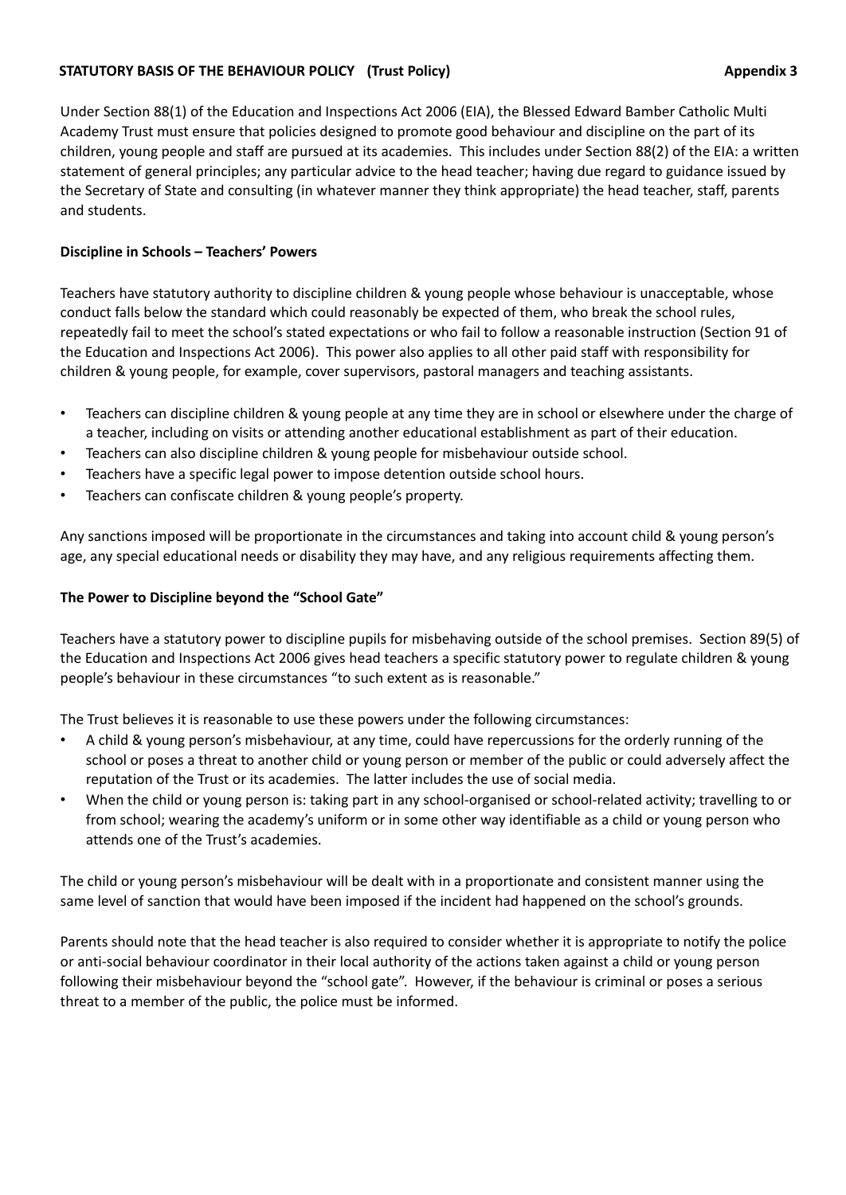**STATUTORY BASIS OF THE BEHAVIOUR POLICY (Trust Policy)** **Appendix 3**

Under Section 88(1) of the Education and Inspections Act 2006 (EIA), the Blessed Edward Bamber Catholic Multi Academy Trust must ensure that policies designed to promote good behaviour and discipline on the part of its children, young people and staff are pursued at its academies. This includes under Section 88(2) of the EIA: a written statement of general principles; any particular advice to the head teacher; having due regard to guidance issued by the Secretary of State and consulting (in whatever manner they think appropriate) the head teacher, staff, parents and students.

**Discipline in Schools – Teachers' Powers**

Teachers have statutory authority to discipline children & young people whose behaviour is unacceptable, whose conduct falls below the standard which could reasonably be expected of them, who break the school rules, repeatedly fail to meet the school's stated expectations or who fail to follow a reasonable instruction (Section 91 of the Education and Inspections Act 2006). This power also applies to all other paid staff with responsibility for children & young people, for example, cover supervisors, pastoral managers and teaching assistants.

- Teachers can discipline children & young people at any time they are in school or elsewhere under the charge of a teacher, including on visits or attending another educational establishment as part of their education.
- Teachers can also discipline children & young people for misbehaviour outside school.
- Teachers have a specific legal power to impose detention outside school hours.
- Teachers can confiscate children & young people's property.

Any sanctions imposed will be proportionate in the circumstances and taking into account child & young person's age, any special educational needs or disability they may have, and any religious requirements affecting them.

**The Power to Discipline beyond the "School Gate"**

Teachers have a statutory power to discipline pupils for misbehaving outside of the school premises. Section 89(5) of the Education and Inspections Act 2006 gives head teachers a specific statutory power to regulate children & young people's behaviour in these circumstances "to such extent as is reasonable."

The Trust believes it is reasonable to use these powers under the following circumstances:

- A child & young person's misbehaviour, at any time, could have repercussions for the orderly running of the school or poses a threat to another child or young person or member of the public or could adversely affect the reputation of the Trust or its academies. The latter includes the use of social media.
- When the child or young person is: taking part in any school-organised or school-related activity; travelling to or from school; wearing the academy's uniform or in some other way identifiable as a child or young person who attends one of the Trust's academies.

The child or young person's misbehaviour will be dealt with in a proportionate and consistent manner using the same level of sanction that would have been imposed if the incident had happened on the school's grounds.

Parents should note that the head teacher is also required to consider whether it is appropriate to notify the police or anti-social behaviour coordinator in their local authority of the actions taken against a child or young person following their misbehaviour beyond the "school gate". However, if the behaviour is criminal or poses a serious threat to a member of the public, the police must be informed.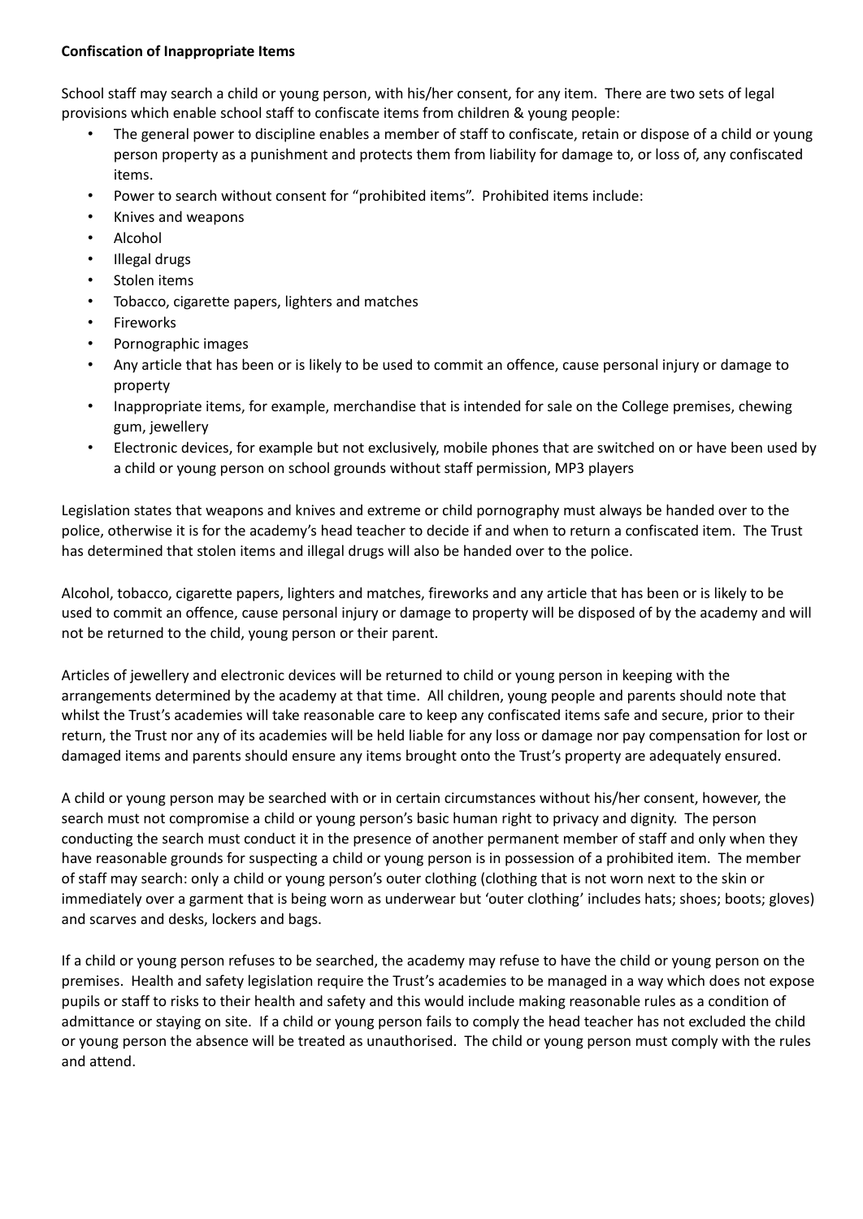**Confiscation of Inappropriate Items**

School staff may search a child or young person, with his/her consent, for any item. There are two sets of legal provisions which enable school staff to confiscate items from children & young people:

- The general power to discipline enables a member of staff to confiscate, retain or dispose of a child or young person property as a punishment and protects them from liability for damage to, or loss of, any confiscated items.
- Power to search without consent for "prohibited items". Prohibited items include:
- Knives and weapons
- Alcohol
- Illegal drugs
- Stolen items
- Tobacco, cigarette papers, lighters and matches
- Fireworks
- Pornographic images
- Any article that has been or is likely to be used to commit an offence, cause personal injury or damage to property
- Inappropriate items, for example, merchandise that is intended for sale on the College premises, chewing gum, jewellery
- Electronic devices, for example but not exclusively, mobile phones that are switched on or have been used by a child or young person on school grounds without staff permission, MP3 players

Legislation states that weapons and knives and extreme or child pornography must always be handed over to the police, otherwise it is for the academy's head teacher to decide if and when to return a confiscated item. The Trust has determined that stolen items and illegal drugs will also be handed over to the police.

Alcohol, tobacco, cigarette papers, lighters and matches, fireworks and any article that has been or is likely to be used to commit an offence, cause personal injury or damage to property will be disposed of by the academy and will not be returned to the child, young person or their parent.

Articles of jewellery and electronic devices will be returned to child or young person in keeping with the arrangements determined by the academy at that time. All children, young people and parents should note that whilst the Trust's academies will take reasonable care to keep any confiscated items safe and secure, prior to their return, the Trust nor any of its academies will be held liable for any loss or damage nor pay compensation for lost or damaged items and parents should ensure any items brought onto the Trust's property are adequately ensured.

A child or young person may be searched with or in certain circumstances without his/her consent, however, the search must not compromise a child or young person's basic human right to privacy and dignity. The person conducting the search must conduct it in the presence of another permanent member of staff and only when they have reasonable grounds for suspecting a child or young person is in possession of a prohibited item. The member of staff may search: only a child or young person's outer clothing (clothing that is not worn next to the skin or immediately over a garment that is being worn as underwear but 'outer clothing' includes hats; shoes; boots; gloves) and scarves and desks, lockers and bags.

If a child or young person refuses to be searched, the academy may refuse to have the child or young person on the premises. Health and safety legislation require the Trust's academies to be managed in a way which does not expose pupils or staff to risks to their health and safety and this would include making reasonable rules as a condition of admittance or staying on site. If a child or young person fails to comply the head teacher has not excluded the child or young person the absence will be treated as unauthorised. The child or young person must comply with the rules and attend.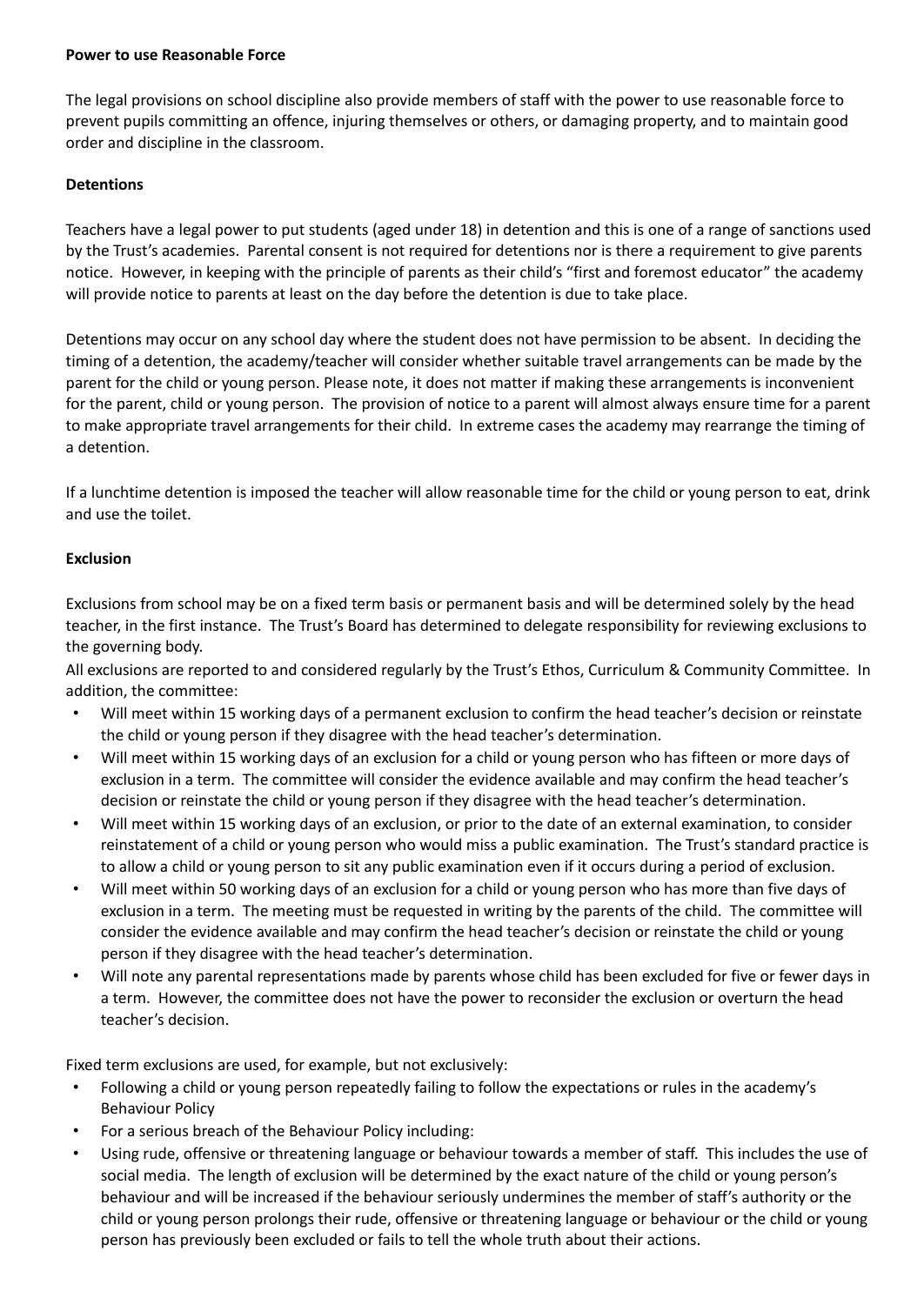**Power to use Reasonable Force**

The legal provisions on school discipline also provide members of staff with the power to use reasonable force to prevent pupils committing an offence, injuring themselves or others, or damaging property, and to maintain good order and discipline in the classroom.

**Detentions**

Teachers have a legal power to put students (aged under 18) in detention and this is one of a range of sanctions used by the Trust's academies. Parental consent is not required for detentions nor is there a requirement to give parents notice. However, in keeping with the principle of parents as their child's "first and foremost educator" the academy will provide notice to parents at least on the day before the detention is due to take place.

Detentions may occur on any school day where the student does not have permission to be absent. In deciding the timing of a detention, the academy/teacher will consider whether suitable travel arrangements can be made by the parent for the child or young person. Please note, it does not matter if making these arrangements is inconvenient for the parent, child or young person. The provision of notice to a parent will almost always ensure time for a parent to make appropriate travel arrangements for their child. In extreme cases the academy may rearrange the timing of a detention.

If a lunchtime detention is imposed the teacher will allow reasonable time for the child or young person to eat, drink and use the toilet.

**Exclusion**

Exclusions from school may be on a fixed term basis or permanent basis and will be determined solely by the head teacher, in the first instance. The Trust's Board has determined to delegate responsibility for reviewing exclusions to the governing body.

All exclusions are reported to and considered regularly by the Trust's Ethos, Curriculum & Community Committee. In addition, the committee:

- Will meet within 15 working days of a permanent exclusion to confirm the head teacher's decision or reinstate the child or young person if they disagree with the head teacher's determination.
- Will meet within 15 working days of an exclusion for a child or young person who has fifteen or more days of exclusion in a term. The committee will consider the evidence available and may confirm the head teacher's decision or reinstate the child or young person if they disagree with the head teacher's determination.
- Will meet within 15 working days of an exclusion, or prior to the date of an external examination, to consider reinstatement of a child or young person who would miss a public examination. The Trust's standard practice is to allow a child or young person to sit any public examination even if it occurs during a period of exclusion.
- Will meet within 50 working days of an exclusion for a child or young person who has more than five days of exclusion in a term. The meeting must be requested in writing by the parents of the child. The committee will consider the evidence available and may confirm the head teacher's decision or reinstate the child or young person if they disagree with the head teacher's determination.
- Will note any parental representations made by parents whose child has been excluded for five or fewer days in a term. However, the committee does not have the power to reconsider the exclusion or overturn the head teacher's decision.

Fixed term exclusions are used, for example, but not exclusively:

- Following a child or young person repeatedly failing to follow the expectations or rules in the academy's Behaviour Policy
- For a serious breach of the Behaviour Policy including:
- Using rude, offensive or threatening language or behaviour towards a member of staff. This includes the use of social media. The length of exclusion will be determined by the exact nature of the child or young person's behaviour and will be increased if the behaviour seriously undermines the member of staff's authority or the child or young person prolongs their rude, offensive or threatening language or behaviour or the child or young person has previously been excluded or fails to tell the whole truth about their actions.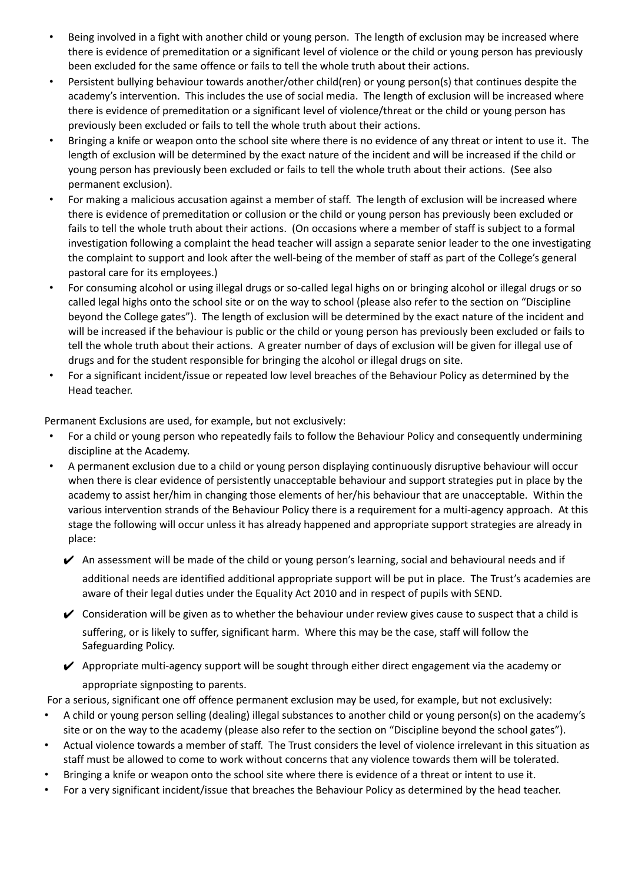- Being involved in a fight with another child or young person. The length of exclusion may be increased where there is evidence of premeditation or a significant level of violence or the child or young person has previously been excluded for the same offence or fails to tell the whole truth about their actions.
- Persistent bullying behaviour towards another/other child(ren) or young person(s) that continues despite the academy's intervention. This includes the use of social media. The length of exclusion will be increased where there is evidence of premeditation or a significant level of violence/threat or the child or young person has previously been excluded or fails to tell the whole truth about their actions.
- Bringing a knife or weapon onto the school site where there is no evidence of any threat or intent to use it. The length of exclusion will be determined by the exact nature of the incident and will be increased if the child or young person has previously been excluded or fails to tell the whole truth about their actions. (See also permanent exclusion).
- For making a malicious accusation against a member of staff. The length of exclusion will be increased where there is evidence of premeditation or collusion or the child or young person has previously been excluded or fails to tell the whole truth about their actions. (On occasions where a member of staff is subject to a formal investigation following a complaint the head teacher will assign a separate senior leader to the one investigating the complaint to support and look after the well-being of the member of staff as part of the College's general pastoral care for its employees.)
- For consuming alcohol or using illegal drugs or so-called legal highs on or bringing alcohol or illegal drugs or so called legal highs onto the school site or on the way to school (please also refer to the section on "Discipline beyond the College gates"). The length of exclusion will be determined by the exact nature of the incident and will be increased if the behaviour is public or the child or young person has previously been excluded or fails to tell the whole truth about their actions. A greater number of days of exclusion will be given for illegal use of drugs and for the student responsible for bringing the alcohol or illegal drugs on site.
- For a significant incident/issue or repeated low level breaches of the Behaviour Policy as determined by the Head teacher.

Permanent Exclusions are used, for example, but not exclusively:

- For a child or young person who repeatedly fails to follow the Behaviour Policy and consequently undermining discipline at the Academy.
- A permanent exclusion due to a child or young person displaying continuously disruptive behaviour will occur when there is clear evidence of persistently unacceptable behaviour and support strategies put in place by the academy to assist her/him in changing those elements of her/his behaviour that are unacceptable. Within the various intervention strands of the Behaviour Policy there is a requirement for a multi-agency approach. At this stage the following will occur unless it has already happened and appropriate support strategies are already in place:
    - ✔ An assessment will be made of the child or young person's learning, social and behavioural needs and if additional needs are identified additional appropriate support will be put in place. The Trust's academies are aware of their legal duties under the Equality Act 2010 and in respect of pupils with SEND.
    - ✔ Consideration will be given as to whether the behaviour under review gives cause to suspect that a child is suffering, or is likely to suffer, significant harm. Where this may be the case, staff will follow the Safeguarding Policy.
    - ✔ Appropriate multi-agency support will be sought through either direct engagement via the academy or appropriate signposting to parents.

For a serious, significant one off offence permanent exclusion may be used, for example, but not exclusively:

- A child or young person selling (dealing) illegal substances to another child or young person(s) on the academy's site or on the way to the academy (please also refer to the section on "Discipline beyond the school gates").
- Actual violence towards a member of staff. The Trust considers the level of violence irrelevant in this situation as staff must be allowed to come to work without concerns that any violence towards them will be tolerated.
- Bringing a knife or weapon onto the school site where there is evidence of a threat or intent to use it.
- For a very significant incident/issue that breaches the Behaviour Policy as determined by the head teacher.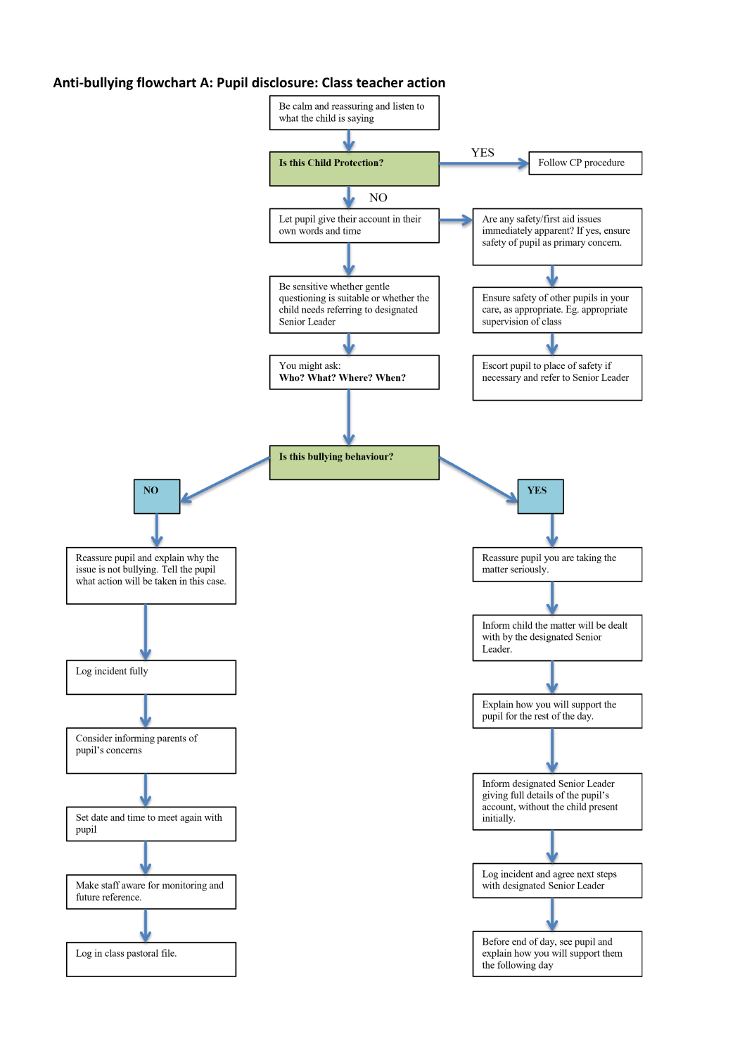## Anti-bullying flowchart A: Pupil disclosure: Class teacher action

Be calm and reassuring and listen to what the child is saying

**Is this Child Protection?**

- YES → Follow CP procedure
- NO →

Let pupil give their account in their own words and time

→ Are any safety/first aid issues immediately apparent? If yes, ensure safety of pupil as primary concern.

→ Ensure safety of other pupils in your care, as appropriate. Eg. appropriate supervision of class

→ Escort pupil to place of safety if necessary and refer to Senior Leader

Be sensitive whether gentle questioning is suitable or whether the child needs referring to designated Senior Leader

You might ask:
**Who? What? Where? When?**

**Is this bullying behaviour?**

**NO**

1. Reassure pupil and explain why the issue is not bullying. Tell the pupil what action will be taken in this case.
2. Log incident fully
3. Consider informing parents of pupil's concerns
4. Set date and time to meet again with pupil
5. Make staff aware for monitoring and future reference.
6. Log in class pastoral file.

**YES**

1. Reassure pupil you are taking the matter seriously.
2. Inform child the matter will be dealt with by the designated Senior Leader.
3. Explain how you will support the pupil for the rest of the day.
4. Inform designated Senior Leader giving full details of the pupil's account, without the child present initially.
5. Log incident and agree next steps with designated Senior Leader
6. Before end of day, see pupil and explain how you will support them the following day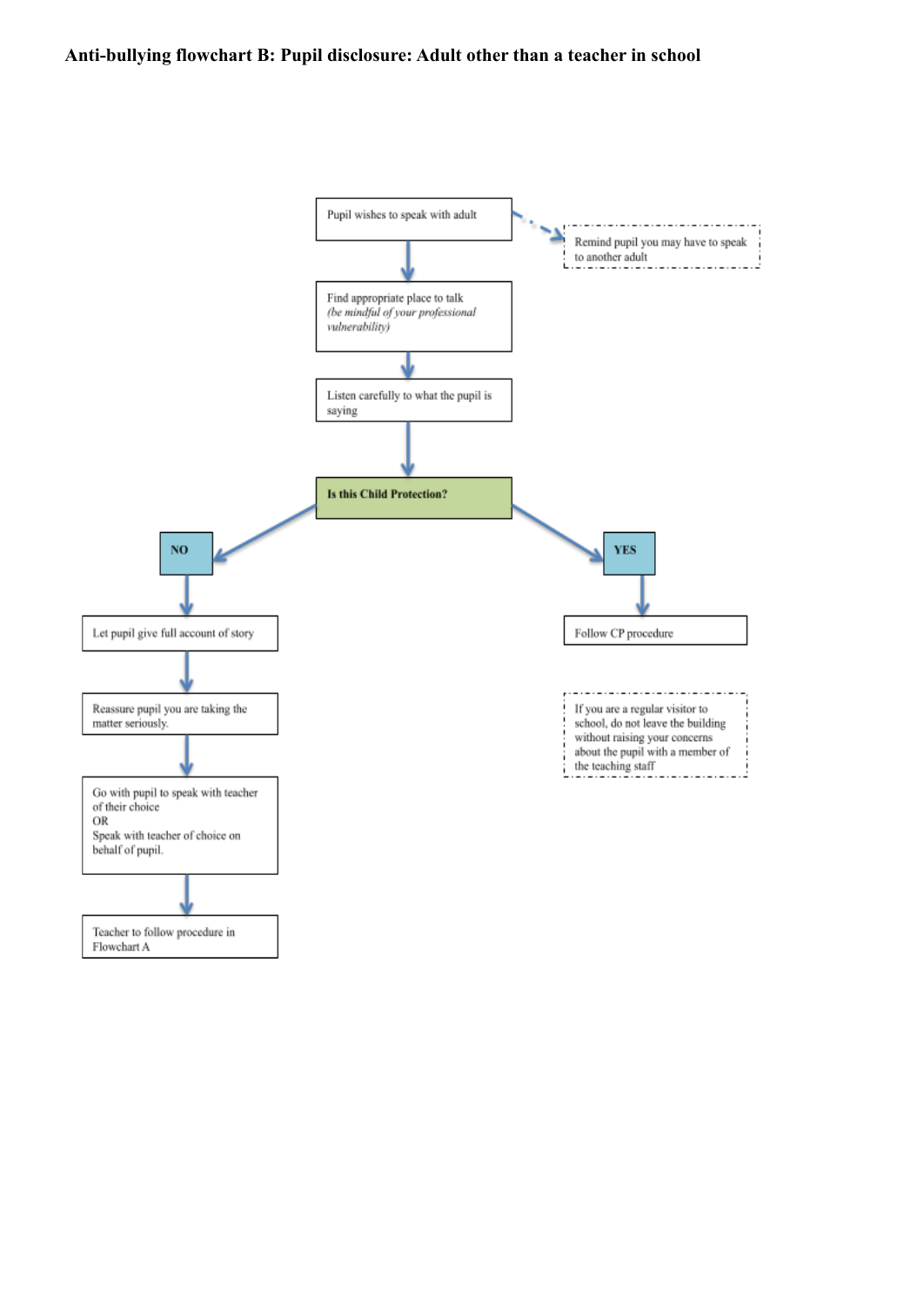**Anti-bullying flowchart B: Pupil disclosure: Adult other than a teacher in school**

Pupil wishes to speak with adult

Remind pupil you may have to speak to another adult

Find appropriate place to talk
*(be mindful of your professional vulnerability)*

Listen carefully to what the pupil is saying

**Is this Child Protection?**

**NO**

Let pupil give full account of story

Reassure pupil you are taking the matter seriously.

Go with pupil to speak with teacher of their choice
OR
Speak with teacher of choice on behalf of pupil.

Teacher to follow procedure in Flowchart A

**YES**

Follow CP procedure

If you are a regular visitor to school, do not leave the building without raising your concerns about the pupil with a member of the teaching staff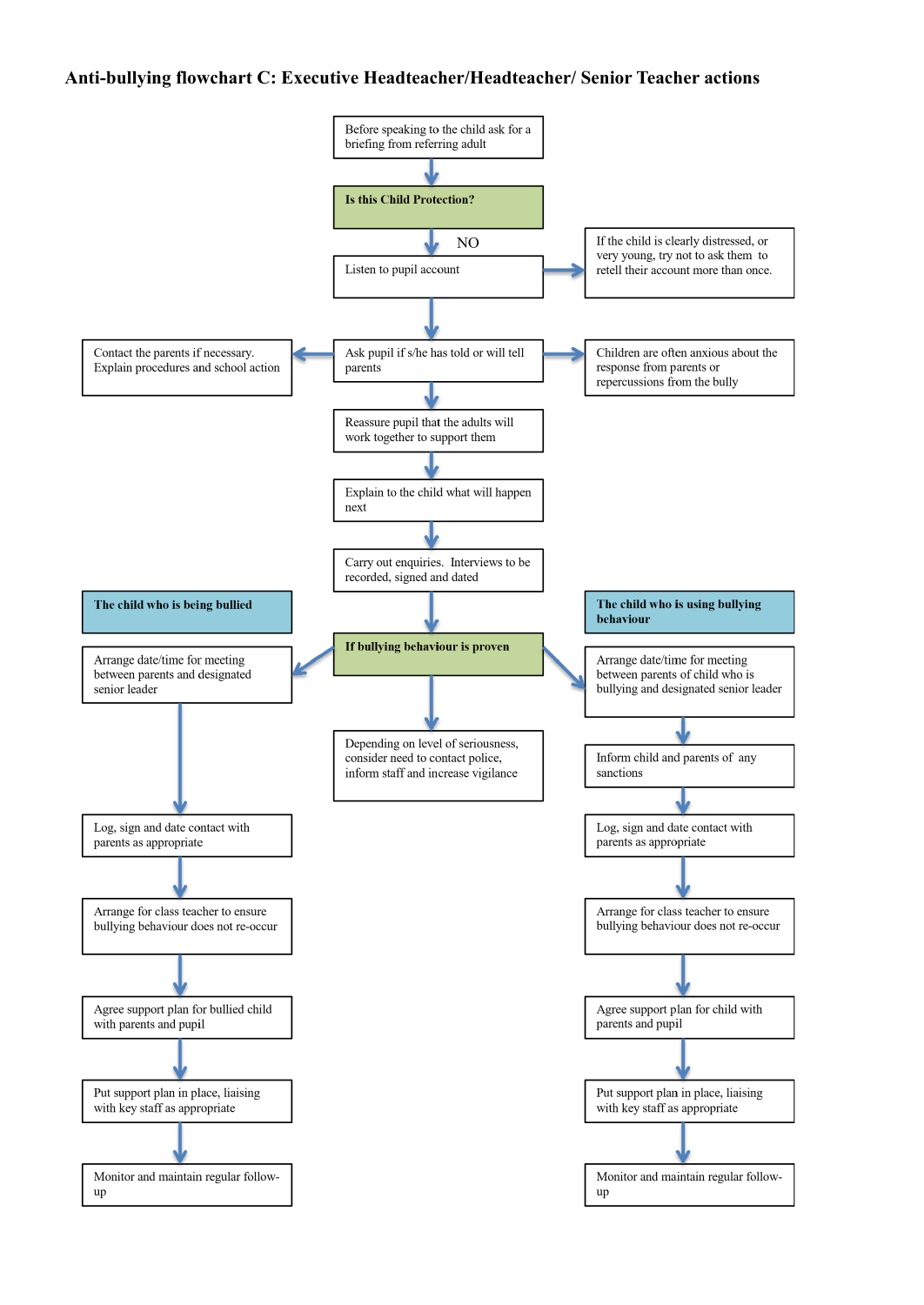# Anti-bullying flowchart C: Executive Headteacher/Headteacher/ Senior Teacher actions

Before speaking to the child ask for a briefing from referring adult

**Is this Child Protection?**

NO

Listen to pupil account

If the child is clearly distressed, or very young, try not to ask them to retell their account more than once.

Ask pupil if s/he has told or will tell parents

Contact the parents if necessary. Explain procedures and school action

Children are often anxious about the response from parents or repercussions from the bully

Reassure pupil that the adults will work together to support them

Explain to the child what will happen next

Carry out enquiries. Interviews to be recorded, signed and dated

**If bullying behaviour is proven**

Depending on level of seriousness, consider need to contact police, inform staff and increase vigilance

**The child who is being bullied**

Arrange date/time for meeting between parents and designated senior leader

Log, sign and date contact with parents as appropriate

Arrange for class teacher to ensure bullying behaviour does not re-occur

Agree support plan for bullied child with parents and pupil

Put support plan in place, liaising with key staff as appropriate

Monitor and maintain regular follow-up

**The child who is using bullying behaviour**

Arrange date/time for meeting between parents of child who is bullying and designated senior leader

Inform child and parents of any sanctions

Log, sign and date contact with parents as appropriate

Arrange for class teacher to ensure bullying behaviour does not re-occur

Agree support plan for child with parents and pupil

Put support plan in place, liaising with key staff as appropriate

Monitor and maintain regular follow-up